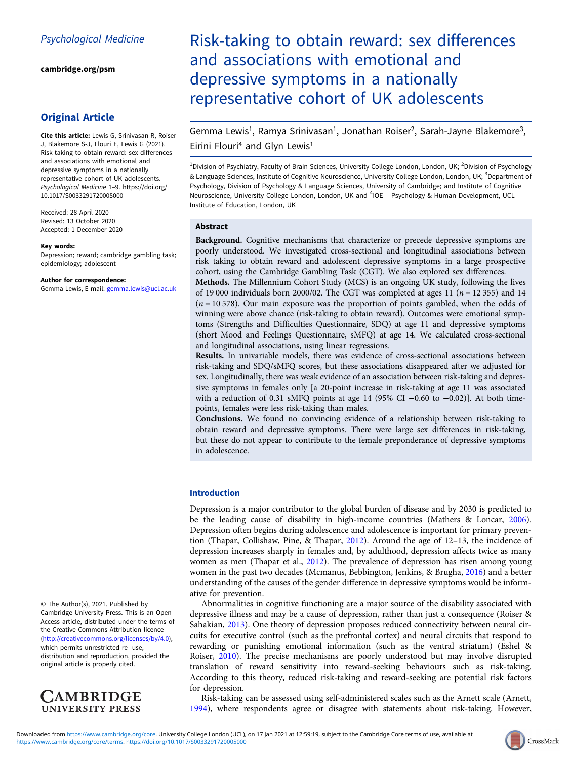Psychological Medicine

cambridge.org/psm

## Original Article

**Cite this article:** Lewis G, Srinivasan R, Roiser J, Blakemore S-J, Flouri E, Lewis G (2021). Risk-taking to obtain reward: sex differences and associations with emotional and depressive symptoms in a nationally representative cohort of UK adolescents. *Psychological Medicine* 1–9. https://doi.org/10.1017/S0033291720005000

Received: 28 April 2020
Revised: 13 October 2020
Accepted: 1 December 2020

**Key words:**
Depression; reward; cambridge gambling task; epidemiology; adolescent

**Author for correspondence:**
Gemma Lewis, E-mail: gemma.lewis@ucl.ac.uk

© The Author(s), 2021. Published by Cambridge University Press. This is an Open Access article, distributed under the terms of the Creative Commons Attribution licence (http://creativecommons.org/licenses/by/4.0), which permits unrestricted re- use, distribution and reproduction, provided the original article is properly cited.

# Risk-taking to obtain reward: sex differences and associations with emotional and depressive symptoms in a nationally representative cohort of UK adolescents

Gemma Lewis[1], Ramya Srinivasan[1], Jonathan Roiser[2], Sarah-Jayne Blakemore[3], Eirini Flouri[4] and Glyn Lewis[1]

[1]Division of Psychiatry, Faculty of Brain Sciences, University College London, London, UK; [2]Division of Psychology & Language Sciences, Institute of Cognitive Neuroscience, University College London, London, UK; [3]Department of Psychology, Division of Psychology & Language Sciences, University of Cambridge; and Institute of Cognitive Neuroscience, University College London, London, UK and [4]IOE – Psychology & Human Development, UCL Institute of Education, London, UK

## Abstract

**Background.** Cognitive mechanisms that characterize or precede depressive symptoms are poorly understood. We investigated cross-sectional and longitudinal associations between risk taking to obtain reward and adolescent depressive symptoms in a large prospective cohort, using the Cambridge Gambling Task (CGT). We also explored sex differences.

**Methods.** The Millennium Cohort Study (MCS) is an ongoing UK study, following the lives of 19 000 individuals born 2000/02. The CGT was completed at ages 11 ($n = 12\,355$) and 14 ($n = 10\,578$). Our main exposure was the proportion of points gambled, when the odds of winning were above chance (risk-taking to obtain reward). Outcomes were emotional symptoms (Strengths and Difficulties Questionnaire, SDQ) at age 11 and depressive symptoms (short Mood and Feelings Questionnaire, sMFQ) at age 14. We calculated cross-sectional and longitudinal associations, using linear regressions.

**Results.** In univariable models, there was evidence of cross-sectional associations between risk-taking and SDQ/sMFQ scores, but these associations disappeared after we adjusted for sex. Longitudinally, there was weak evidence of an association between risk-taking and depressive symptoms in females only [a 20-point increase in risk-taking at age 11 was associated with a reduction of 0.31 sMFQ points at age 14 (95% CI −0.60 to −0.02)]. At both time-points, females were less risk-taking than males.

**Conclusions.** We found no convincing evidence of a relationship between risk-taking to obtain reward and depressive symptoms. There were large sex differences in risk-taking, but these do not appear to contribute to the female preponderance of depressive symptoms in adolescence.

## Introduction

Depression is a major contributor to the global burden of disease and by 2030 is predicted to be the leading cause of disability in high-income countries (Mathers & Loncar, 2006). Depression often begins during adolescence and adolescence is important for primary prevention (Thapar, Collishaw, Pine, & Thapar, 2012). Around the age of 12–13, the incidence of depression increases sharply in females and, by adulthood, depression affects twice as many women as men (Thapar et al., 2012). The prevalence of depression has risen among young women in the past two decades (Mcmanus, Bebbington, Jenkins, & Brugha, 2016) and a better understanding of the causes of the gender difference in depressive symptoms would be informative for prevention.

Abnormalities in cognitive functioning are a major source of the disability associated with depressive illness and may be a cause of depression, rather than just a consequence (Roiser & Sahakian, 2013). One theory of depression proposes reduced connectivity between neural circuits for executive control (such as the prefrontal cortex) and neural circuits that respond to rewarding or punishing emotional information (such as the ventral striatum) (Eshel & Roiser, 2010). The precise mechanisms are poorly understood but may involve disrupted translation of reward sensitivity into reward-seeking behaviours such as risk-taking. According to this theory, reduced risk-taking and reward-seeking are potential risk factors for depression.

Risk-taking can be assessed using self-administered scales such as the Arnett scale (Arnett, 1994), where respondents agree or disagree with statements about risk-taking. However,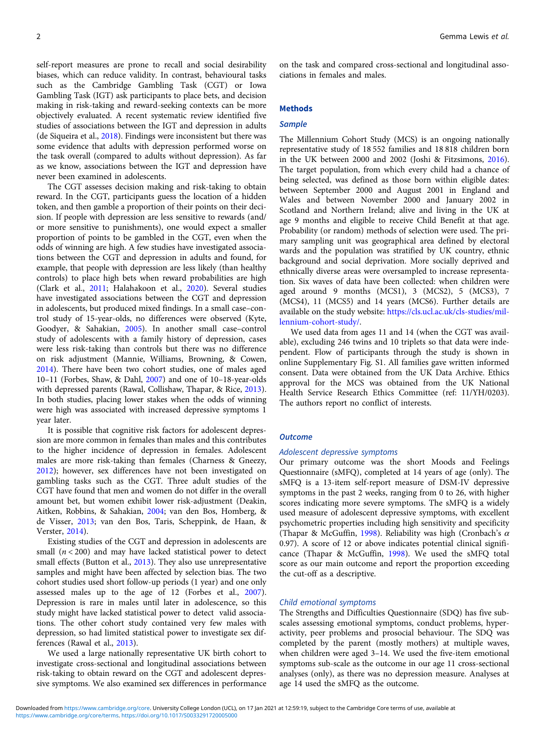self-report measures are prone to recall and social desirability biases, which can reduce validity. In contrast, behavioural tasks such as the Cambridge Gambling Task (CGT) or Iowa Gambling Task (IGT) ask participants to place bets, and decision making in risk-taking and reward-seeking contexts can be more objectively evaluated. A recent systematic review identified five studies of associations between the IGT and depression in adults (de Siqueira et al., 2018). Findings were inconsistent but there was some evidence that adults with depression performed worse on the task overall (compared to adults without depression). As far as we know, associations between the IGT and depression have never been examined in adolescents.

The CGT assesses decision making and risk-taking to obtain reward. In the CGT, participants guess the location of a hidden token, and then gamble a proportion of their points on their decision. If people with depression are less sensitive to rewards (and/or more sensitive to punishments), one would expect a smaller proportion of points to be gambled in the CGT, even when the odds of winning are high. A few studies have investigated associations between the CGT and depression in adults and found, for example, that people with depression are less likely (than healthy controls) to place high bets when reward probabilities are high (Clark et al., 2011; Halahakoon et al., 2020). Several studies have investigated associations between the CGT and depression in adolescents, but produced mixed findings. In a small case–control study of 15-year-olds, no differences were observed (Kyte, Goodyer, & Sahakian, 2005). In another small case–control study of adolescents with a family history of depression, cases were less risk-taking than controls but there was no difference on risk adjustment (Mannie, Williams, Browning, & Cowen, 2014). There have been two cohort studies, one of males aged 10–11 (Forbes, Shaw, & Dahl, 2007) and one of 10–18-year-olds with depressed parents (Rawal, Collishaw, Thapar, & Rice, 2013). In both studies, placing lower stakes when the odds of winning were high was associated with increased depressive symptoms 1 year later.

It is possible that cognitive risk factors for adolescent depression are more common in females than males and this contributes to the higher incidence of depression in females. Adolescent males are more risk-taking than females (Charness & Gneezy, 2012); however, sex differences have not been investigated on gambling tasks such as the CGT. Three adult studies of the CGT have found that men and women do not differ in the overall amount bet, but women exhibit lower risk-adjustment (Deakin, Aitken, Robbins, & Sahakian, 2004; van den Bos, Homberg, & de Visser, 2013; van den Bos, Taris, Scheppink, de Haan, & Verster, 2014).

Existing studies of the CGT and depression in adolescents are small ($n < 200$) and may have lacked statistical power to detect small effects (Button et al., 2013). They also use unrepresentative samples and might have been affected by selection bias. The two cohort studies used short follow-up periods (1 year) and one only assessed males up to the age of 12 (Forbes et al., 2007). Depression is rare in males until later in adolescence, so this study might have lacked statistical power to detect valid associations. The other cohort study contained very few males with depression, so had limited statistical power to investigate sex differences (Rawal et al., 2013).

We used a large nationally representative UK birth cohort to investigate cross-sectional and longitudinal associations between risk-taking to obtain reward on the CGT and adolescent depressive symptoms. We also examined sex differences in performance on the task and compared cross-sectional and longitudinal associations in females and males.

## Methods

### Sample

The Millennium Cohort Study (MCS) is an ongoing nationally representative study of 18 552 families and 18 818 children born in the UK between 2000 and 2002 (Joshi & Fitzsimons, 2016). The target population, from which every child had a chance of being selected, was defined as those born within eligible dates: between September 2000 and August 2001 in England and Wales and between November 2000 and January 2002 in Scotland and Northern Ireland; alive and living in the UK at age 9 months and eligible to receive Child Benefit at that age. Probability (or random) methods of selection were used. The primary sampling unit was geographical area defined by electoral wards and the population was stratified by UK country, ethnic background and social deprivation. More socially deprived and ethnically diverse areas were oversampled to increase representation. Six waves of data have been collected: when children were aged around 9 months (MCS1), 3 (MCS2), 5 (MCS3), 7 (MCS4), 11 (MCS5) and 14 years (MCS6). Further details are available on the study website: https://cls.ucl.ac.uk/cls-studies/millennium-cohort-study/.

We used data from ages 11 and 14 (when the CGT was available), excluding 246 twins and 10 triplets so that data were independent. Flow of participants through the study is shown in online Supplementary Fig. S1. All families gave written informed consent. Data were obtained from the UK Data Archive. Ethics approval for the MCS was obtained from the UK National Health Service Research Ethics Committee (ref: 11/YH/0203). The authors report no conflict of interests.

### Outcome

#### Adolescent depressive symptoms

Our primary outcome was the short Moods and Feelings Questionnaire (sMFQ), completed at 14 years of age (only). The sMFQ is a 13-item self-report measure of DSM-IV depressive symptoms in the past 2 weeks, ranging from 0 to 26, with higher scores indicating more severe symptoms. The sMFQ is a widely used measure of adolescent depressive symptoms, with excellent psychometric properties including high sensitivity and specificity (Thapar & McGuffin, 1998). Reliability was high (Cronbach's $\alpha$ 0.97). A score of 12 or above indicates potential clinical significance (Thapar & McGuffin, 1998). We used the sMFQ total score as our main outcome and report the proportion exceeding the cut-off as a descriptive.

#### Child emotional symptoms

The Strengths and Difficulties Questionnaire (SDQ) has five subscales assessing emotional symptoms, conduct problems, hyperactivity, peer problems and prosocial behaviour. The SDQ was completed by the parent (mostly mothers) at multiple waves, when children were aged 3–14. We used the five-item emotional symptoms sub-scale as the outcome in our age 11 cross-sectional analyses (only), as there was no depression measure. Analyses at age 14 used the sMFQ as the outcome.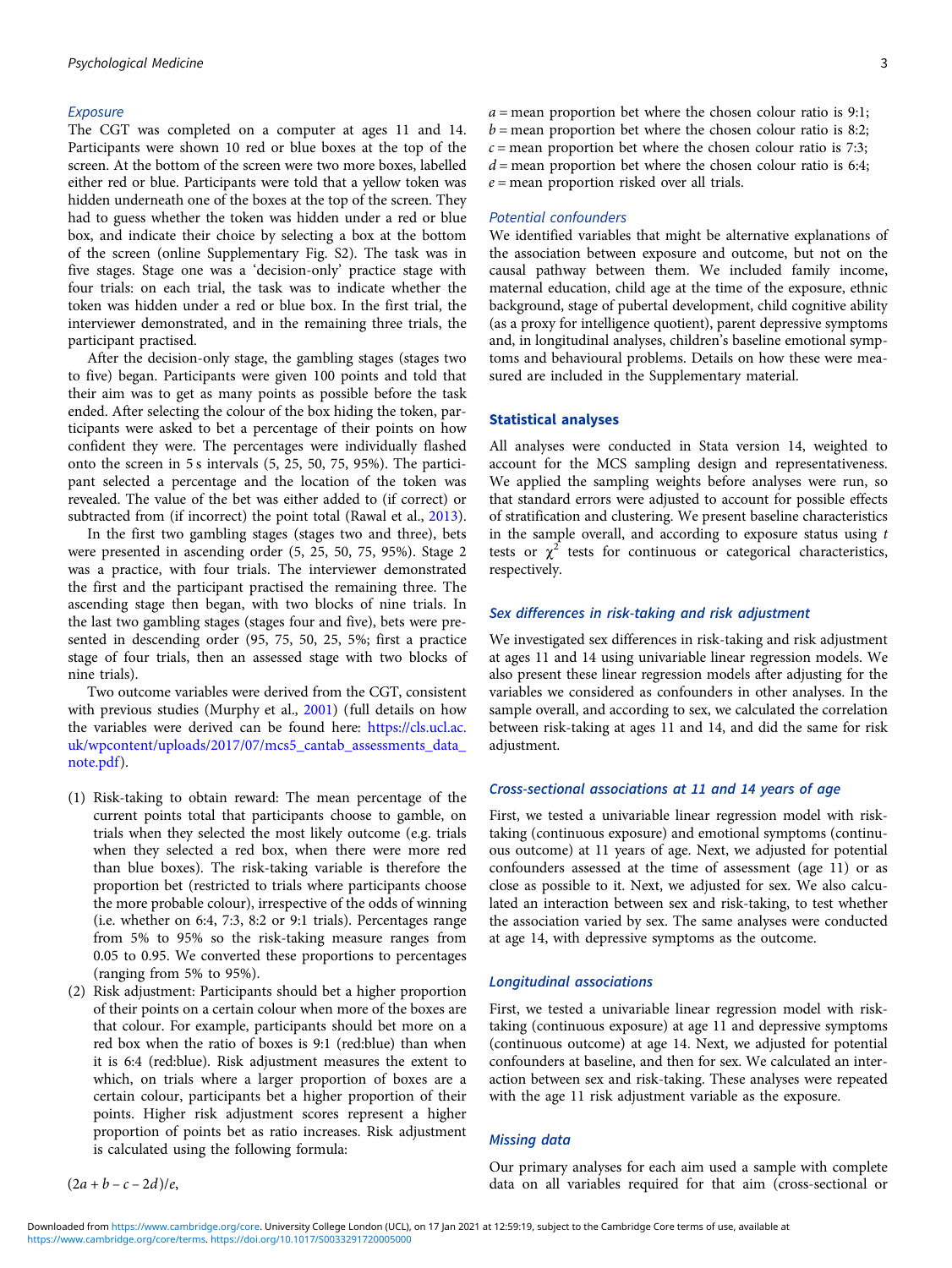### Exposure

The CGT was completed on a computer at ages 11 and 14. Participants were shown 10 red or blue boxes at the top of the screen. At the bottom of the screen were two more boxes, labelled either red or blue. Participants were told that a yellow token was hidden underneath one of the boxes at the top of the screen. They had to guess whether the token was hidden under a red or blue box, and indicate their choice by selecting a box at the bottom of the screen (online Supplementary Fig. S2). The task was in five stages. Stage one was a 'decision-only' practice stage with four trials: on each trial, the task was to indicate whether the token was hidden under a red or blue box. In the first trial, the interviewer demonstrated, and in the remaining three trials, the participant practised.

After the decision-only stage, the gambling stages (stages two to five) began. Participants were given 100 points and told that their aim was to get as many points as possible before the task ended. After selecting the colour of the box hiding the token, participants were asked to bet a percentage of their points on how confident they were. The percentages were individually flashed onto the screen in 5 s intervals (5, 25, 50, 75, 95%). The participant selected a percentage and the location of the token was revealed. The value of the bet was either added to (if correct) or subtracted from (if incorrect) the point total (Rawal et al., 2013).

In the first two gambling stages (stages two and three), bets were presented in ascending order (5, 25, 50, 75, 95%). Stage 2 was a practice, with four trials. The interviewer demonstrated the first and the participant practised the remaining three. The ascending stage then began, with two blocks of nine trials. In the last two gambling stages (stages four and five), bets were presented in descending order (95, 75, 50, 25, 5%; first a practice stage of four trials, then an assessed stage with two blocks of nine trials).

Two outcome variables were derived from the CGT, consistent with previous studies (Murphy et al., 2001) (full details on how the variables were derived can be found here: https://cls.ucl.ac.uk/wpcontent/uploads/2017/07/mcs5_cantab_assessments_data_note.pdf).

1. Risk-taking to obtain reward: The mean percentage of the current points total that participants choose to gamble, on trials when they selected the most likely outcome (e.g. trials when they selected a red box, when there were more red than blue boxes). The risk-taking variable is therefore the proportion bet (restricted to trials where participants choose the more probable colour), irrespective of the odds of winning (i.e. whether on 6:4, 7:3, 8:2 or 9:1 trials). Percentages range from 5% to 95% so the risk-taking measure ranges from 0.05 to 0.95. We converted these proportions to percentages (ranging from 5% to 95%).
2. Risk adjustment: Participants should bet a higher proportion of their points on a certain colour when more of the boxes are that colour. For example, participants should bet more on a red box when the ratio of boxes is 9:1 (red:blue) than when it is 6:4 (red:blue). Risk adjustment measures the extent to which, on trials where a larger proportion of boxes are a certain colour, participants bet a higher proportion of their points. Higher risk adjustment scores represent a higher proportion of points bet as ratio increases. Risk adjustment is calculated using the following formula:

$$(2a + b - c - 2d)/e,$$

$a$ = mean proportion bet where the chosen colour ratio is 9:1;
$b$ = mean proportion bet where the chosen colour ratio is 8:2;
$c$ = mean proportion bet where the chosen colour ratio is 7:3;
$d$ = mean proportion bet where the chosen colour ratio is 6:4;
$e$ = mean proportion risked over all trials.

### Potential confounders

We identified variables that might be alternative explanations of the association between exposure and outcome, but not on the causal pathway between them. We included family income, maternal education, child age at the time of the exposure, ethnic background, stage of pubertal development, child cognitive ability (as a proxy for intelligence quotient), parent depressive symptoms and, in longitudinal analyses, children's baseline emotional symptoms and behavioural problems. Details on how these were measured are included in the Supplementary material.

## Statistical analyses

All analyses were conducted in Stata version 14, weighted to account for the MCS sampling design and representativeness. We applied the sampling weights before analyses were run, so that standard errors were adjusted to account for possible effects of stratification and clustering. We present baseline characteristics in the sample overall, and according to exposure status using $t$ tests or $\chi^2$ tests for continuous or categorical characteristics, respectively.

### Sex differences in risk-taking and risk adjustment

We investigated sex differences in risk-taking and risk adjustment at ages 11 and 14 using univariable linear regression models. We also present these linear regression models after adjusting for the variables we considered as confounders in other analyses. In the sample overall, and according to sex, we calculated the correlation between risk-taking at ages 11 and 14, and did the same for risk adjustment.

### Cross-sectional associations at 11 and 14 years of age

First, we tested a univariable linear regression model with risk-taking (continuous exposure) and emotional symptoms (continuous outcome) at 11 years of age. Next, we adjusted for potential confounders assessed at the time of assessment (age 11) or as close as possible to it. Next, we adjusted for sex. We also calculated an interaction between sex and risk-taking, to test whether the association varied by sex. The same analyses were conducted at age 14, with depressive symptoms as the outcome.

### Longitudinal associations

First, we tested a univariable linear regression model with risk-taking (continuous exposure) at age 11 and depressive symptoms (continuous outcome) at age 14. Next, we adjusted for potential confounders at baseline, and then for sex. We calculated an interaction between sex and risk-taking. These analyses were repeated with the age 11 risk adjustment variable as the exposure.

### Missing data

Our primary analyses for each aim used a sample with complete data on all variables required for that aim (cross-sectional or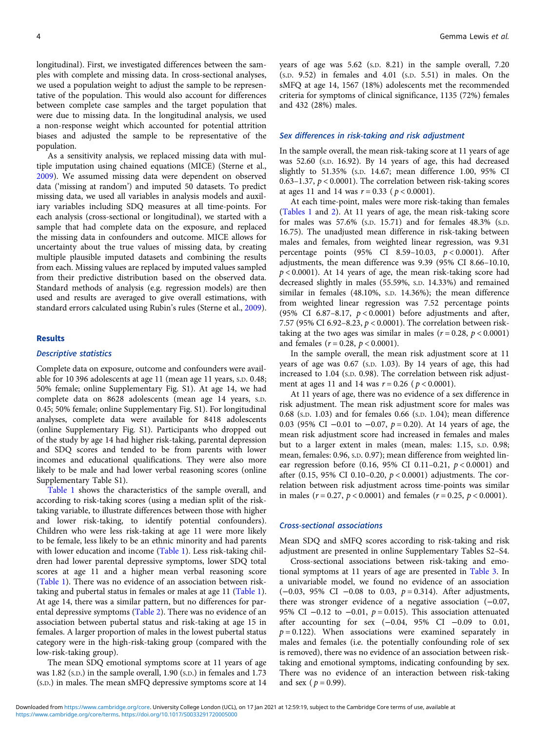longitudinal). First, we investigated differences between the samples with complete and missing data. In cross-sectional analyses, we used a population weight to adjust the sample to be representative of the population. This would also account for differences between complete case samples and the target population that were due to missing data. In the longitudinal analysis, we used a non-response weight which accounted for potential attrition biases and adjusted the sample to be representative of the population.

As a sensitivity analysis, we replaced missing data with multiple imputation using chained equations (MICE) (Sterne et al., 2009). We assumed missing data were dependent on observed data ('missing at random') and imputed 50 datasets. To predict missing data, we used all variables in analysis models and auxiliary variables including SDQ measures at all time-points. For each analysis (cross-sectional or longitudinal), we started with a sample that had complete data on the exposure, and replaced the missing data in confounders and outcome. MICE allows for uncertainty about the true values of missing data, by creating multiple plausible imputed datasets and combining the results from each. Missing values are replaced by imputed values sampled from their predictive distribution based on the observed data. Standard methods of analysis (e.g. regression models) are then used and results are averaged to give overall estimations, with standard errors calculated using Rubin's rules (Sterne et al., 2009).

## Results

### Descriptive statistics

Complete data on exposure, outcome and confounders were available for 10 396 adolescents at age 11 (mean age 11 years, s.d. 0.48; 50% female; online Supplementary Fig. S1). At age 14, we had complete data on 8628 adolescents (mean age 14 years, s.d. 0.45; 50% female; online Supplementary Fig. S1). For longitudinal analyses, complete data were available for 8418 adolescents (online Supplementary Fig. S1). Participants who dropped out of the study by age 14 had higher risk-taking, parental depression and SDQ scores and tended to be from parents with lower incomes and educational qualifications. They were also more likely to be male and had lower verbal reasoning scores (online Supplementary Table S1).

Table 1 shows the characteristics of the sample overall, and according to risk-taking scores (using a median split of the risk-taking variable, to illustrate differences between those with higher and lower risk-taking, to identify potential confounders). Children who were less risk-taking at age 11 were more likely to be female, less likely to be an ethnic minority and had parents with lower education and income (Table 1). Less risk-taking children had lower parental depressive symptoms, lower SDQ total scores at age 11 and a higher mean verbal reasoning score (Table 1). There was no evidence of an association between risk-taking and pubertal status in females or males at age 11 (Table 1). At age 14, there was a similar pattern, but no differences for parental depressive symptoms (Table 2). There was no evidence of an association between pubertal status and risk-taking at age 15 in females. A larger proportion of males in the lowest pubertal status category were in the high-risk-taking group (compared with the low-risk-taking group).

The mean SDQ emotional symptoms score at 11 years of age was 1.82 (s.d.) in the sample overall, 1.90 (s.d.) in females and 1.73 (s.d.) in males. The mean sMFQ depressive symptoms score at 14 years of age was 5.62 (s.d. 8.21) in the sample overall, 7.20 (s.d. 9.52) in females and 4.01 (s.d. 5.51) in males. On the sMFQ at age 14, 1567 (18%) adolescents met the recommended criteria for symptoms of clinical significance, 1135 (72%) females and 432 (28%) males.

### Sex differences in risk-taking and risk adjustment

In the sample overall, the mean risk-taking score at 11 years of age was 52.60 (s.d. 16.92). By 14 years of age, this had decreased slightly to 51.35% (s.d. 14.67; mean difference 1.00, 95% CI 0.63–1.37, $p < 0.0001$). The correlation between risk-taking scores at ages 11 and 14 was $r = 0.33$ ($p < 0.0001$).

At each time-point, males were more risk-taking than females (Tables 1 and 2). At 11 years of age, the mean risk-taking score for males was 57.6% (s.d. 15.71) and for females 48.3% (s.d. 16.75). The unadjusted mean difference in risk-taking between males and females, from weighted linear regression, was 9.31 percentage points (95% CI 8.59–10.03, $p < 0.0001$). After adjustments, the mean difference was 9.39 (95% CI 8.66–10.10, $p < 0.0001$). At 14 years of age, the mean risk-taking score had decreased slightly in males (55.59%, s.d. 14.33%) and remained similar in females (48.10%, s.d. 14.36%); the mean difference from weighted linear regression was 7.52 percentage points (95% CI 6.87–8.17, $p < 0.0001$) before adjustments and after, 7.57 (95% CI 6.92–8.23, $p < 0.0001$). The correlation between risk-taking at the two ages was similar in males ($r = 0.28$, $p < 0.0001$) and females ($r = 0.28$, $p < 0.0001$).

In the sample overall, the mean risk adjustment score at 11 years of age was 0.67 (s.d. 1.03). By 14 years of age, this had increased to 1.04 (s.d. 0.98). The correlation between risk adjustment at ages 11 and 14 was $r = 0.26$ ($p < 0.0001$).

At 11 years of age, there was no evidence of a sex difference in risk adjustment. The mean risk adjustment score for males was 0.68 (s.d. 1.03) and for females 0.66 (s.d. 1.04); mean difference 0.03 (95% CI −0.01 to −0.07, $p = 0.20$). At 14 years of age, the mean risk adjustment score had increased in females and males but to a larger extent in males (mean, males: 1.15, s.d. 0.98; mean, females: 0.96, s.d. 0.97); mean difference from weighted linear regression before (0.16, 95% CI 0.11–0.21, $p < 0.0001$) and after (0.15, 95% CI 0.10–0.20, $p < 0.0001$) adjustments. The correlation between risk adjustment across time-points was similar in males ($r = 0.27$, $p < 0.0001$) and females ($r = 0.25$, $p < 0.0001$).

### Cross-sectional associations

Mean SDQ and sMFQ scores according to risk-taking and risk adjustment are presented in online Supplementary Tables S2–S4.

Cross-sectional associations between risk-taking and emotional symptoms at 11 years of age are presented in Table 3. In a univariable model, we found no evidence of an association (−0.03, 95% CI −0.08 to 0.03, $p = 0.314$). After adjustments, there was stronger evidence of a negative association (−0.07, 95% CI −0.12 to −0.01, $p = 0.015$). This association attenuated after accounting for sex (−0.04, 95% CI −0.09 to 0.01, $p = 0.122$). When associations were examined separately in males and females (i.e. the potentially confounding role of sex is removed), there was no evidence of an association between risk-taking and emotional symptoms, indicating confounding by sex. There was no evidence of an interaction between risk-taking and sex ($p = 0.99$).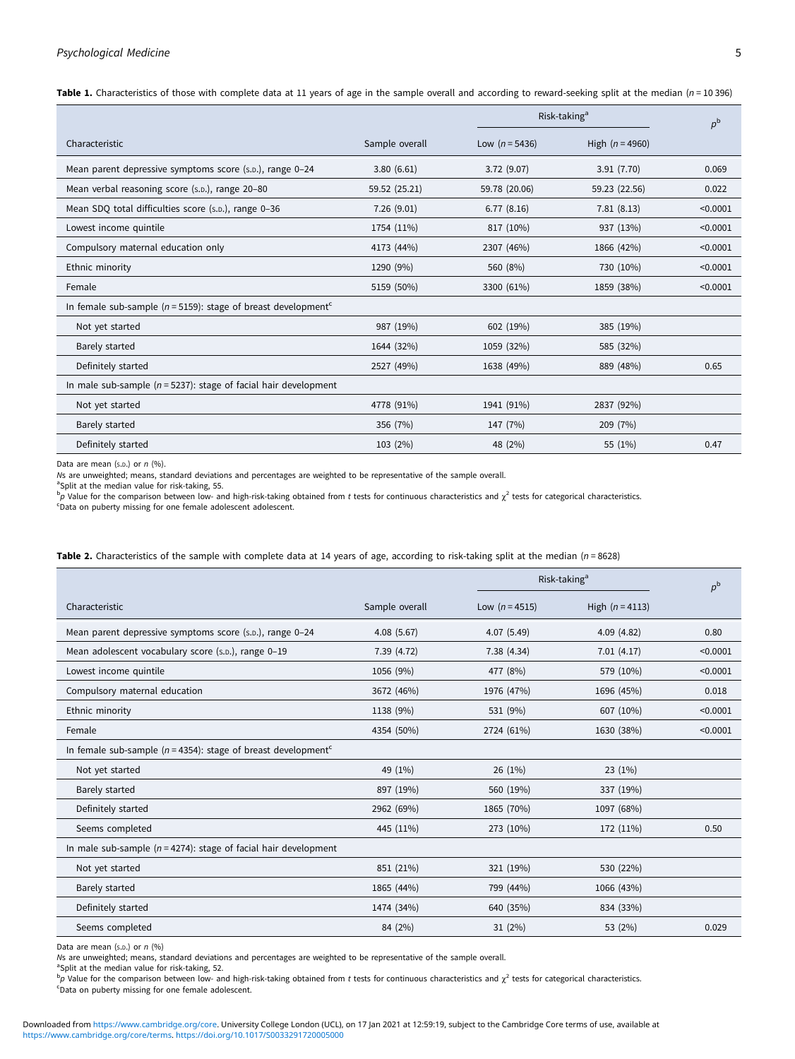**Table 1.** Characteristics of those with complete data at 11 years of age in the sample overall and according to reward-seeking split at the median ($n$ = 10 396)

| | | Risk-taking[a] | | $p$[b] |
|---|---|---|---|---|
| Characteristic | Sample overall | Low ($n$ = 5436) | High ($n$ = 4960) | |
| Mean parent depressive symptoms score (S.D.), range 0–24 | 3.80 (6.61) | 3.72 (9.07) | 3.91 (7.70) | 0.069 |
| Mean verbal reasoning score (S.D.), range 20–80 | 59.52 (25.21) | 59.78 (20.06) | 59.23 (22.56) | 0.022 |
| Mean SDQ total difficulties score (S.D.), range 0–36 | 7.26 (9.01) | 6.77 (8.16) | 7.81 (8.13) | <0.0001 |
| Lowest income quintile | 1754 (11%) | 817 (10%) | 937 (13%) | <0.0001 |
| Compulsory maternal education only | 4173 (44%) | 2307 (46%) | 1866 (42%) | <0.0001 |
| Ethnic minority | 1290 (9%) | 560 (8%) | 730 (10%) | <0.0001 |
| Female | 5159 (50%) | 3300 (61%) | 1859 (38%) | <0.0001 |
| In female sub-sample ($n$ = 5159): stage of breast development[c] | | | | |
| Not yet started | 987 (19%) | 602 (19%) | 385 (19%) | |
| Barely started | 1644 (32%) | 1059 (32%) | 585 (32%) | |
| Definitely started | 2527 (49%) | 1638 (49%) | 889 (48%) | 0.65 |
| In male sub-sample ($n$ = 5237): stage of facial hair development | | | | |
| Not yet started | 4778 (91%) | 1941 (91%) | 2837 (92%) | |
| Barely started | 356 (7%) | 147 (7%) | 209 (7%) | |
| Definitely started | 103 (2%) | 48 (2%) | 55 (1%) | 0.47 |

Data are mean (S.D.) or $n$ (%).
$N$s are unweighted; means, standard deviations and percentages are weighted to be representative of the sample overall.
[a]Split at the median value for risk-taking, 55.
[b]$p$ Value for the comparison between low- and high-risk-taking obtained from $t$ tests for continuous characteristics and $\chi^2$ tests for categorical characteristics.
[c]Data on puberty missing for one female adolescent adolescent.

**Table 2.** Characteristics of the sample with complete data at 14 years of age, according to risk-taking split at the median ($n$ = 8628)

| | | Risk-taking[a] | | $p$[b] |
|---|---|---|---|---|
| Characteristic | Sample overall | Low ($n$ = 4515) | High ($n$ = 4113) | |
| Mean parent depressive symptoms score (S.D.), range 0–24 | 4.08 (5.67) | 4.07 (5.49) | 4.09 (4.82) | 0.80 |
| Mean adolescent vocabulary score (S.D.), range 0–19 | 7.39 (4.72) | 7.38 (4.34) | 7.01 (4.17) | <0.0001 |
| Lowest income quintile | 1056 (9%) | 477 (8%) | 579 (10%) | <0.0001 |
| Compulsory maternal education | 3672 (46%) | 1976 (47%) | 1696 (45%) | 0.018 |
| Ethnic minority | 1138 (9%) | 531 (9%) | 607 (10%) | <0.0001 |
| Female | 4354 (50%) | 2724 (61%) | 1630 (38%) | <0.0001 |
| In female sub-sample ($n$ = 4354): stage of breast development[c] | | | | |
| Not yet started | 49 (1%) | 26 (1%) | 23 (1%) | |
| Barely started | 897 (19%) | 560 (19%) | 337 (19%) | |
| Definitely started | 2962 (69%) | 1865 (70%) | 1097 (68%) | |
| Seems completed | 445 (11%) | 273 (10%) | 172 (11%) | 0.50 |
| In male sub-sample ($n$ = 4274): stage of facial hair development | | | | |
| Not yet started | 851 (21%) | 321 (19%) | 530 (22%) | |
| Barely started | 1865 (44%) | 799 (44%) | 1066 (43%) | |
| Definitely started | 1474 (34%) | 640 (35%) | 834 (33%) | |
| Seems completed | 84 (2%) | 31 (2%) | 53 (2%) | 0.029 |

Data are mean (S.D.) or $n$ (%)
$N$s are unweighted; means, standard deviations and percentages are weighted to be representative of the sample overall.
[a]Split at the median value for risk-taking, 52.
[b]$p$ Value for the comparison between low- and high-risk-taking obtained from $t$ tests for continuous characteristics and $\chi^2$ tests for categorical characteristics.
[c]Data on puberty missing for one female adolescent.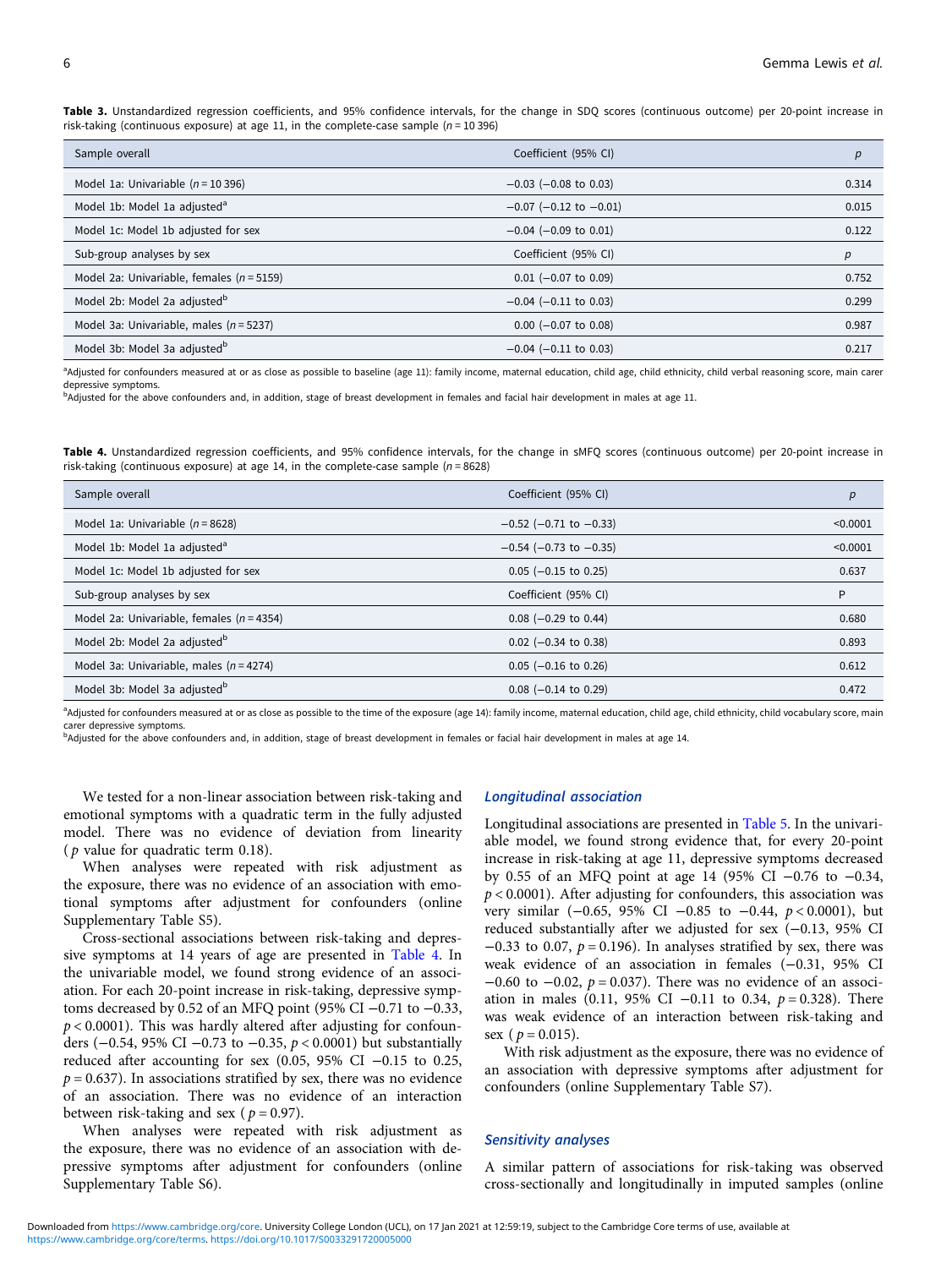**Table 3.** Unstandardized regression coefficients, and 95% confidence intervals, for the change in SDQ scores (continuous outcome) per 20-point increase in risk-taking (continuous exposure) at age 11, in the complete-case sample ($n$ = 10 396)

| Sample overall | Coefficient (95% CI) | $p$ |
|---|---|---|
| Model 1a: Univariable ($n$ = 10 396) | −0.03 (−0.08 to 0.03) | 0.314 |
| Model 1b: Model 1a adjusted[a] | −0.07 (−0.12 to −0.01) | 0.015 |
| Model 1c: Model 1b adjusted for sex | −0.04 (−0.09 to 0.01) | 0.122 |
| Sub-group analyses by sex | Coefficient (95% CI) | $p$ |
| Model 2a: Univariable, females ($n$ = 5159) | 0.01 (−0.07 to 0.09) | 0.752 |
| Model 2b: Model 2a adjusted[b] | −0.04 (−0.11 to 0.03) | 0.299 |
| Model 3a: Univariable, males ($n$ = 5237) | 0.00 (−0.07 to 0.08) | 0.987 |
| Model 3b: Model 3a adjusted[b] | −0.04 (−0.11 to 0.03) | 0.217 |

[a]Adjusted for confounders measured at or as close as possible to baseline (age 11): family income, maternal education, child age, child ethnicity, child verbal reasoning score, main carer depressive symptoms.
[b]Adjusted for the above confounders and, in addition, stage of breast development in females and facial hair development in males at age 11.

**Table 4.** Unstandardized regression coefficients, and 95% confidence intervals, for the change in sMFQ scores (continuous outcome) per 20-point increase in risk-taking (continuous exposure) at age 14, in the complete-case sample ($n$ = 8628)

| Sample overall | Coefficient (95% CI) | $p$ |
|---|---|---|
| Model 1a: Univariable ($n$ = 8628) | −0.52 (−0.71 to −0.33) | <0.0001 |
| Model 1b: Model 1a adjusted[a] | −0.54 (−0.73 to −0.35) | <0.0001 |
| Model 1c: Model 1b adjusted for sex | 0.05 (−0.15 to 0.25) | 0.637 |
| Sub-group analyses by sex | Coefficient (95% CI) | P |
| Model 2a: Univariable, females ($n$ = 4354) | 0.08 (−0.29 to 0.44) | 0.680 |
| Model 2b: Model 2a adjusted[b] | 0.02 (−0.34 to 0.38) | 0.893 |
| Model 3a: Univariable, males ($n$ = 4274) | 0.05 (−0.16 to 0.26) | 0.612 |
| Model 3b: Model 3a adjusted[b] | 0.08 (−0.14 to 0.29) | 0.472 |

[a]Adjusted for confounders measured at or as close as possible to the time of the exposure (age 14): family income, maternal education, child age, child ethnicity, child vocabulary score, main carer depressive symptoms.
[b]Adjusted for the above confounders and, in addition, stage of breast development in females or facial hair development in males at age 14.

We tested for a non-linear association between risk-taking and emotional symptoms with a quadratic term in the fully adjusted model. There was no evidence of deviation from linearity ($p$ value for quadratic term 0.18).

When analyses were repeated with risk adjustment as the exposure, there was no evidence of an association with emotional symptoms after adjustment for confounders (online Supplementary Table S5).

Cross-sectional associations between risk-taking and depressive symptoms at 14 years of age are presented in Table 4. In the univariable model, we found strong evidence of an association. For each 20-point increase in risk-taking, depressive symptoms decreased by 0.52 of an MFQ point (95% CI −0.71 to −0.33, $p < 0.0001$). This was hardly altered after adjusting for confounders (−0.54, 95% CI −0.73 to −0.35, $p < 0.0001$) but substantially reduced after accounting for sex (0.05, 95% CI −0.15 to 0.25, $p = 0.637$). In associations stratified by sex, there was no evidence of an association. There was no evidence of an interaction between risk-taking and sex ($p = 0.97$).

When analyses were repeated with risk adjustment as the exposure, there was no evidence of an association with depressive symptoms after adjustment for confounders (online Supplementary Table S6).

### Longitudinal association

Longitudinal associations are presented in Table 5. In the univariable model, we found strong evidence that, for every 20-point increase in risk-taking at age 11, depressive symptoms decreased by 0.55 of an MFQ point at age 14 (95% CI −0.76 to −0.34, $p < 0.0001$). After adjusting for confounders, this association was very similar (−0.65, 95% CI −0.85 to −0.44, $p < 0.0001$), but reduced substantially after we adjusted for sex (−0.13, 95% CI −0.33 to 0.07, $p = 0.196$). In analyses stratified by sex, there was weak evidence of an association in females (−0.31, 95% CI −0.60 to −0.02, $p = 0.037$). There was no evidence of an association in males (0.11, 95% CI −0.11 to 0.34, $p = 0.328$). There was weak evidence of an interaction between risk-taking and sex ($p = 0.015$).

With risk adjustment as the exposure, there was no evidence of an association with depressive symptoms after adjustment for confounders (online Supplementary Table S7).

### Sensitivity analyses

A similar pattern of associations for risk-taking was observed cross-sectionally and longitudinally in imputed samples (online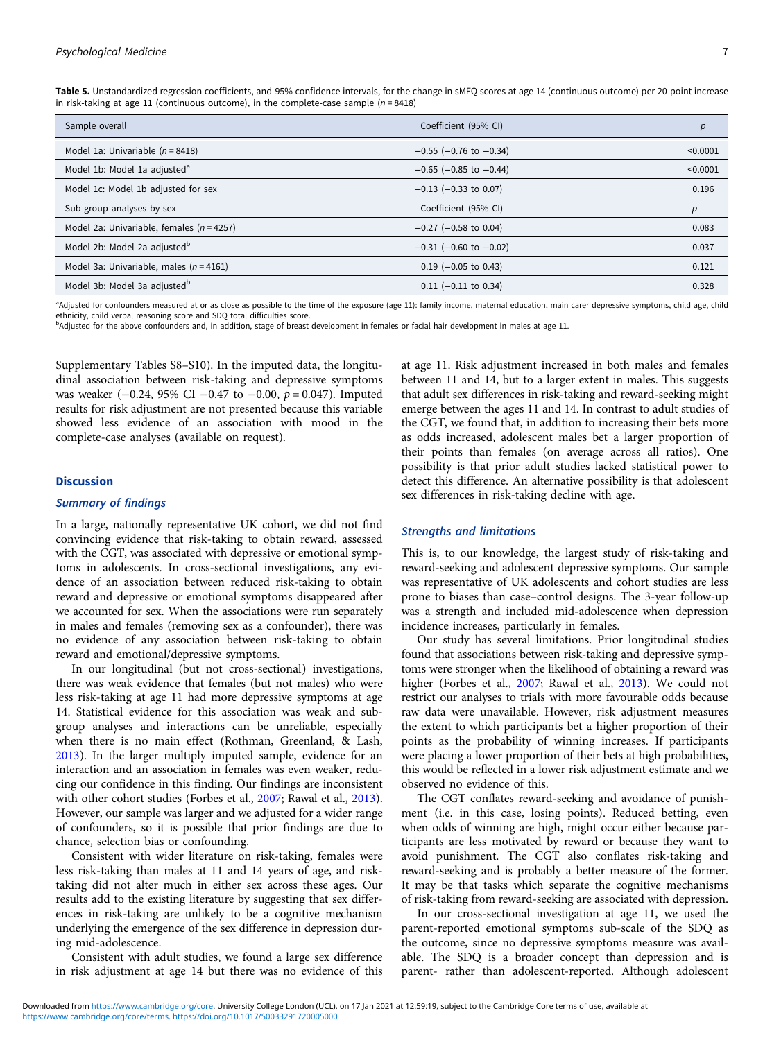**Table 5.** Unstandardized regression coefficients, and 95% confidence intervals, for the change in sMFQ scores at age 14 (continuous outcome) per 20-point increase in risk-taking at age 11 (continuous outcome), in the complete-case sample ($n = 8418$)

| Sample overall | Coefficient (95% CI) | *p* |
|---|---|---|
| Model 1a: Univariable ($n = 8418$) | −0.55 (−0.76 to −0.34) | <0.0001 |
| Model 1b: Model 1a adjusted[a] | −0.65 (−0.85 to −0.44) | <0.0001 |
| Model 1c: Model 1b adjusted for sex | −0.13 (−0.33 to 0.07) | 0.196 |
| Sub-group analyses by sex | Coefficient (95% CI) | *p* |
| Model 2a: Univariable, females ($n = 4257$) | −0.27 (−0.58 to 0.04) | 0.083 |
| Model 2b: Model 2a adjusted[b] | −0.31 (−0.60 to −0.02) | 0.037 |
| Model 3a: Univariable, males ($n = 4161$) | 0.19 (−0.05 to 0.43) | 0.121 |
| Model 3b: Model 3a adjusted[b] | 0.11 (−0.11 to 0.34) | 0.328 |

[a]Adjusted for confounders measured at or as close as possible to the time of the exposure (age 11): family income, maternal education, main carer depressive symptoms, child age, child ethnicity, child verbal reasoning score and SDQ total difficulties score.
[b]Adjusted for the above confounders and, in addition, stage of breast development in females or facial hair development in males at age 11.

Supplementary Tables S8–S10). In the imputed data, the longitudinal association between risk-taking and depressive symptoms was weaker (−0.24, 95% CI −0.47 to −0.00, $p = 0.047$). Imputed results for risk adjustment are not presented because this variable showed less evidence of an association with mood in the complete-case analyses (available on request).

## Discussion

### Summary of findings

In a large, nationally representative UK cohort, we did not find convincing evidence that risk-taking to obtain reward, assessed with the CGT, was associated with depressive or emotional symptoms in adolescents. In cross-sectional investigations, any evidence of an association between reduced risk-taking to obtain reward and depressive or emotional symptoms disappeared after we accounted for sex. When the associations were run separately in males and females (removing sex as a confounder), there was no evidence of any association between risk-taking to obtain reward and emotional/depressive symptoms.

In our longitudinal (but not cross-sectional) investigations, there was weak evidence that females (but not males) who were less risk-taking at age 11 had more depressive symptoms at age 14. Statistical evidence for this association was weak and subgroup analyses and interactions can be unreliable, especially when there is no main effect (Rothman, Greenland, & Lash, 2013). In the larger multiply imputed sample, evidence for an interaction and an association in females was even weaker, reducing our confidence in this finding. Our findings are inconsistent with other cohort studies (Forbes et al., 2007; Rawal et al., 2013). However, our sample was larger and we adjusted for a wider range of confounders, so it is possible that prior findings are due to chance, selection bias or confounding.

Consistent with wider literature on risk-taking, females were less risk-taking than males at 11 and 14 years of age, and risk-taking did not alter much in either sex across these ages. Our results add to the existing literature by suggesting that sex differences in risk-taking are unlikely to be a cognitive mechanism underlying the emergence of the sex difference in depression during mid-adolescence.

Consistent with adult studies, we found a large sex difference in risk adjustment at age 14 but there was no evidence of this at age 11. Risk adjustment increased in both males and females between 11 and 14, but to a larger extent in males. This suggests that adult sex differences in risk-taking and reward-seeking might emerge between the ages 11 and 14. In contrast to adult studies of the CGT, we found that, in addition to increasing their bets more as odds increased, adolescent males bet a larger proportion of their points than females (on average across all ratios). One possibility is that prior adult studies lacked statistical power to detect this difference. An alternative possibility is that adolescent sex differences in risk-taking decline with age.

### Strengths and limitations

This is, to our knowledge, the largest study of risk-taking and reward-seeking and adolescent depressive symptoms. Our sample was representative of UK adolescents and cohort studies are less prone to biases than case–control designs. The 3-year follow-up was a strength and included mid-adolescence when depression incidence increases, particularly in females.

Our study has several limitations. Prior longitudinal studies found that associations between risk-taking and depressive symptoms were stronger when the likelihood of obtaining a reward was higher (Forbes et al., 2007; Rawal et al., 2013). We could not restrict our analyses to trials with more favourable odds because raw data were unavailable. However, risk adjustment measures the extent to which participants bet a higher proportion of their points as the probability of winning increases. If participants were placing a lower proportion of their bets at high probabilities, this would be reflected in a lower risk adjustment estimate and we observed no evidence of this.

The CGT conflates reward-seeking and avoidance of punishment (i.e. in this case, losing points). Reduced betting, even when odds of winning are high, might occur either because participants are less motivated by reward or because they want to avoid punishment. The CGT also conflates risk-taking and reward-seeking and is probably a better measure of the former. It may be that tasks which separate the cognitive mechanisms of risk-taking from reward-seeking are associated with depression.

In our cross-sectional investigation at age 11, we used the parent-reported emotional symptoms sub-scale of the SDQ as the outcome, since no depressive symptoms measure was available. The SDQ is a broader concept than depression and is parent- rather than adolescent-reported. Although adolescent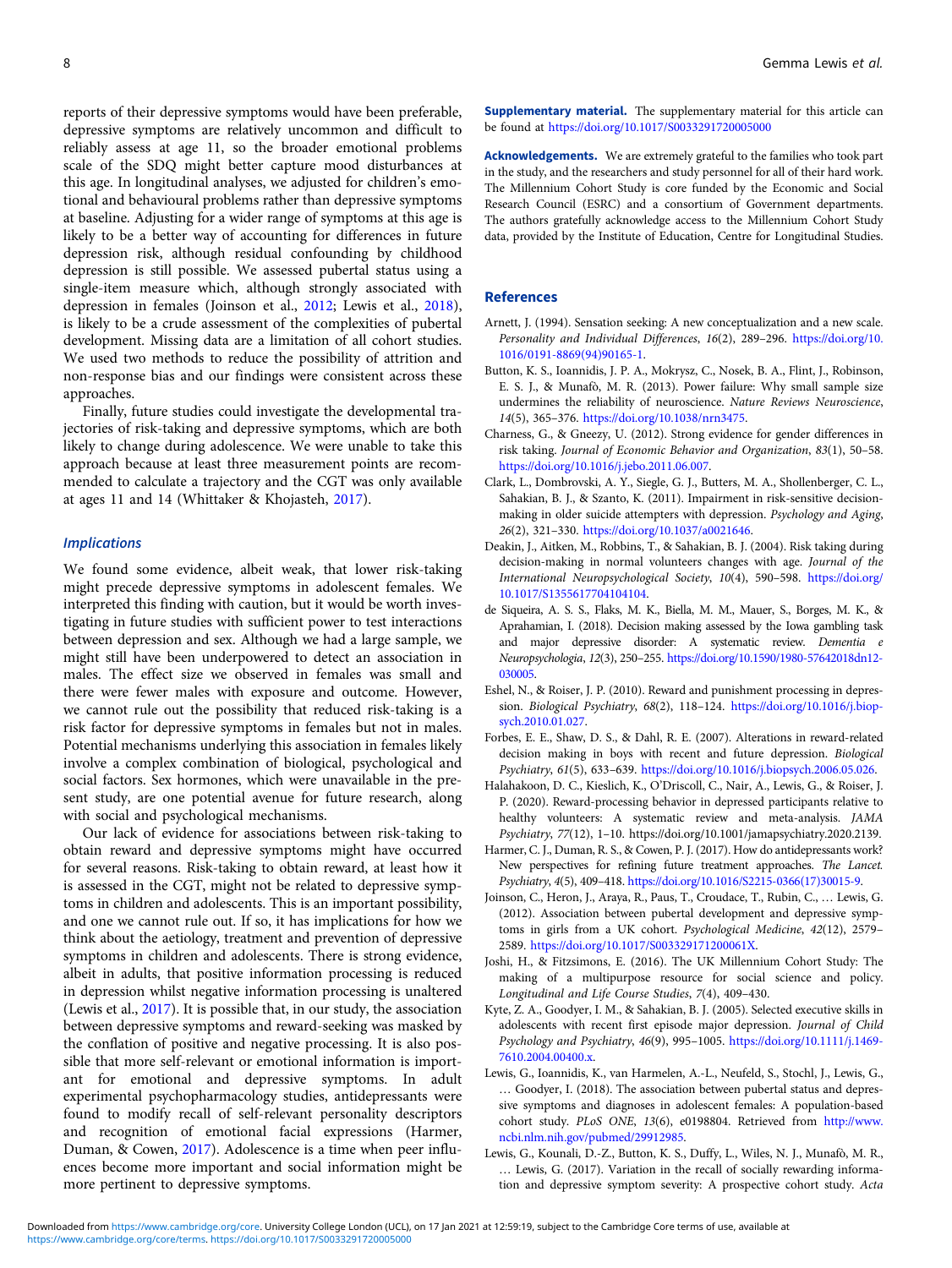reports of their depressive symptoms would have been preferable, depressive symptoms are relatively uncommon and difficult to reliably assess at age 11, so the broader emotional problems scale of the SDQ might better capture mood disturbances at this age. In longitudinal analyses, we adjusted for children's emotional and behavioural problems rather than depressive symptoms at baseline. Adjusting for a wider range of symptoms at this age is likely to be a better way of accounting for differences in future depression risk, although residual confounding by childhood depression is still possible. We assessed pubertal status using a single-item measure which, although strongly associated with depression in females (Joinson et al., 2012; Lewis et al., 2018), is likely to be a crude assessment of the complexities of pubertal development. Missing data are a limitation of all cohort studies. We used two methods to reduce the possibility of attrition and non-response bias and our findings were consistent across these approaches.

Finally, future studies could investigate the developmental trajectories of risk-taking and depressive symptoms, which are both likely to change during adolescence. We were unable to take this approach because at least three measurement points are recommended to calculate a trajectory and the CGT was only available at ages 11 and 14 (Whittaker & Khojasteh, 2017).

### Implications

We found some evidence, albeit weak, that lower risk-taking might precede depressive symptoms in adolescent females. We interpreted this finding with caution, but it would be worth investigating in future studies with sufficient power to test interactions between depression and sex. Although we had a large sample, we might still have been underpowered to detect an association in males. The effect size we observed in females was small and there were fewer males with exposure and outcome. However, we cannot rule out the possibility that reduced risk-taking is a risk factor for depressive symptoms in females but not in males. Potential mechanisms underlying this association in females likely involve a complex combination of biological, psychological and social factors. Sex hormones, which were unavailable in the present study, are one potential avenue for future research, along with social and psychological mechanisms.

Our lack of evidence for associations between risk-taking to obtain reward and depressive symptoms might have occurred for several reasons. Risk-taking to obtain reward, at least how it is assessed in the CGT, might not be related to depressive symptoms in children and adolescents. This is an important possibility, and one we cannot rule out. If so, it has implications for how we think about the aetiology, treatment and prevention of depressive symptoms in children and adolescents. There is strong evidence, albeit in adults, that positive information processing is reduced in depression whilst negative information processing is unaltered (Lewis et al., 2017). It is possible that, in our study, the association between depressive symptoms and reward-seeking was masked by the conflation of positive and negative processing. It is also possible that more self-relevant or emotional information is important for emotional and depressive symptoms. In adult experimental psychopharmacology studies, antidepressants were found to modify recall of self-relevant personality descriptors and recognition of emotional facial expressions (Harmer, Duman, & Cowen, 2017). Adolescence is a time when peer influences become more important and social information might be more pertinent to depressive symptoms.

**Supplementary material.** The supplementary material for this article can be found at https://doi.org/10.1017/S0033291720005000

**Acknowledgements.** We are extremely grateful to the families who took part in the study, and the researchers and study personnel for all of their hard work. The Millennium Cohort Study is core funded by the Economic and Social Research Council (ESRC) and a consortium of Government departments. The authors gratefully acknowledge access to the Millennium Cohort Study data, provided by the Institute of Education, Centre for Longitudinal Studies.

## References

Arnett, J. (1994). Sensation seeking: A new conceptualization and a new scale. *Personality and Individual Differences*, *16*(2), 289–296. https://doi.org/10.1016/0191-8869(94)90165-1.

Button, K. S., Ioannidis, J. P. A., Mokrysz, C., Nosek, B. A., Flint, J., Robinson, E. S. J., & Munafò, M. R. (2013). Power failure: Why small sample size undermines the reliability of neuroscience. *Nature Reviews Neuroscience*, *14*(5), 365–376. https://doi.org/10.1038/nrn3475.

Charness, G., & Gneezy, U. (2012). Strong evidence for gender differences in risk taking. *Journal of Economic Behavior and Organization*, *83*(1), 50–58. https://doi.org/10.1016/j.jebo.2011.06.007.

Clark, L., Dombrovski, A. Y., Siegle, G. J., Butters, M. A., Shollenberger, C. L., Sahakian, B. J., & Szanto, K. (2011). Impairment in risk-sensitive decision-making in older suicide attempters with depression. *Psychology and Aging*, *26*(2), 321–330. https://doi.org/10.1037/a0021646.

Deakin, J., Aitken, M., Robbins, T., & Sahakian, B. J. (2004). Risk taking during decision-making in normal volunteers changes with age. *Journal of the International Neuropsychological Society*, *10*(4), 590–598. https://doi.org/10.1017/S1355617704104104.

de Siqueira, A. S. S., Flaks, M. K., Biella, M. M., Mauer, S., Borges, M. K., & Aprahamian, I. (2018). Decision making assessed by the Iowa gambling task and major depressive disorder: A systematic review. *Dementia e Neuropsychologia*, *12*(3), 250–255. https://doi.org/10.1590/1980-57642018dn12-030005.

Eshel, N., & Roiser, J. P. (2010). Reward and punishment processing in depression. *Biological Psychiatry*, *68*(2), 118–124. https://doi.org/10.1016/j.biopsych.2010.01.027.

Forbes, E. E., Shaw, D. S., & Dahl, R. E. (2007). Alterations in reward-related decision making in boys with recent and future depression. *Biological Psychiatry*, *61*(5), 633–639. https://doi.org/10.1016/j.biopsych.2006.05.026.

Halahakoon, D. C., Kieslich, K., O'Driscoll, C., Nair, A., Lewis, G., & Roiser, J. P. (2020). Reward-processing behavior in depressed participants relative to healthy volunteers: A systematic review and meta-analysis. *JAMA Psychiatry*, *77*(12), 1–10. https://doi.org/10.1001/jamapsychiatry.2020.2139.

Harmer, C. J., Duman, R. S., & Cowen, P. J. (2017). How do antidepressants work? New perspectives for refining future treatment approaches. *The Lancet. Psychiatry*, *4*(5), 409–418. https://doi.org/10.1016/S2215-0366(17)30015-9.

Joinson, C., Heron, J., Araya, R., Paus, T., Croudace, T., Rubin, C., … Lewis, G. (2012). Association between pubertal development and depressive symptoms in girls from a UK cohort. *Psychological Medicine*, *42*(12), 2579–2589. https://doi.org/10.1017/S003329171200061X.

Joshi, H., & Fitzsimons, E. (2016). The UK Millennium Cohort Study: The making of a multipurpose resource for social science and policy. *Longitudinal and Life Course Studies*, *7*(4), 409–430.

Kyte, Z. A., Goodyer, I. M., & Sahakian, B. J. (2005). Selected executive skills in adolescents with recent first episode major depression. *Journal of Child Psychology and Psychiatry*, *46*(9), 995–1005. https://doi.org/10.1111/j.1469-7610.2004.00400.x.

Lewis, G., Ioannidis, K., van Harmelen, A.-L., Neufeld, S., Stochl, J., Lewis, G., … Goodyer, I. (2018). The association between pubertal status and depressive symptoms and diagnoses in adolescent females: A population-based cohort study. *PLoS ONE*, *13*(6), e0198804. Retrieved from http://www.ncbi.nlm.nih.gov/pubmed/29912985.

Lewis, G., Kounali, D.-Z., Button, K. S., Duffy, L., Wiles, N. J., Munafò, M. R., … Lewis, G. (2017). Variation in the recall of socially rewarding information and depressive symptom severity: A prospective cohort study. *Acta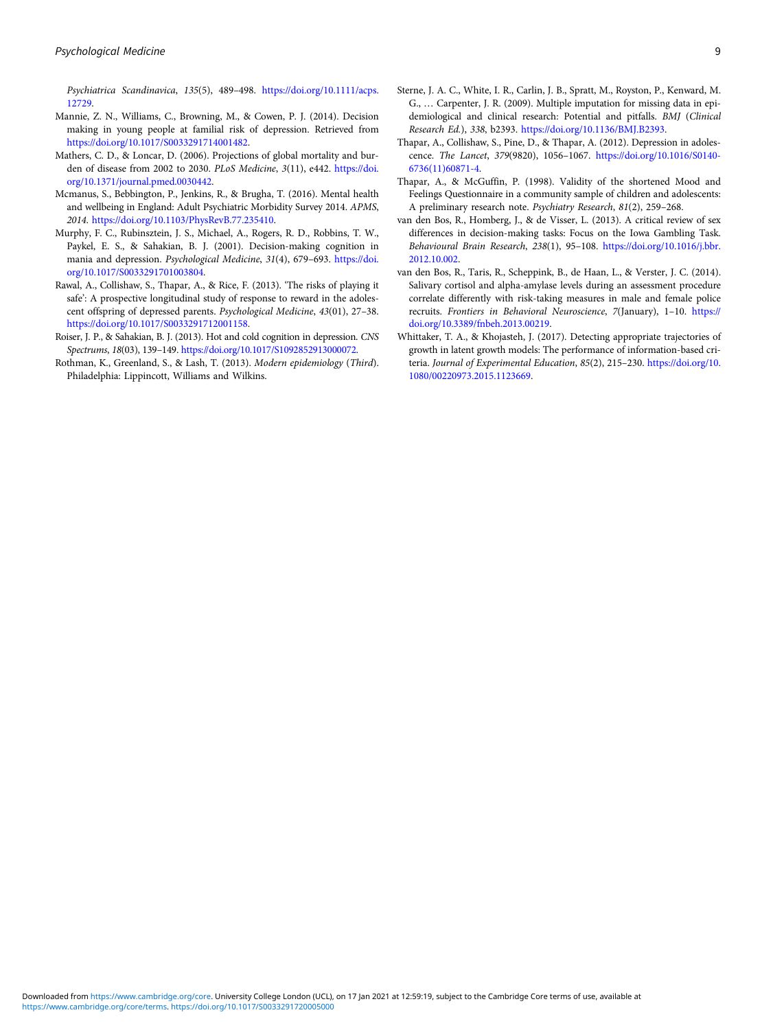Psychiatrica Scandinavica, 135(5), 489–498. https://doi.org/10.1111/acps.12729.

Mannie, Z. N., Williams, C., Browning, M., & Cowen, P. J. (2014). Decision making in young people at familial risk of depression. Retrieved from https://doi.org/10.1017/S0033291714001482.

Mathers, C. D., & Loncar, D. (2006). Projections of global mortality and burden of disease from 2002 to 2030. *PLoS Medicine*, *3*(11), e442. https://doi.org/10.1371/journal.pmed.0030442.

Mcmanus, S., Bebbington, P., Jenkins, R., & Brugha, T. (2016). Mental health and wellbeing in England: Adult Psychiatric Morbidity Survey 2014. *APMS, 2014*. https://doi.org/10.1103/PhysRevB.77.235410.

Murphy, F. C., Rubinsztein, J. S., Michael, A., Rogers, R. D., Robbins, T. W., Paykel, E. S., & Sahakian, B. J. (2001). Decision-making cognition in mania and depression. *Psychological Medicine*, *31*(4), 679–693. https://doi.org/10.1017/S0033291701003804.

Rawal, A., Collishaw, S., Thapar, A., & Rice, F. (2013). 'The risks of playing it safe': A prospective longitudinal study of response to reward in the adolescent offspring of depressed parents. *Psychological Medicine*, *43*(01), 27–38. https://doi.org/10.1017/S0033291712001158.

Roiser, J. P., & Sahakian, B. J. (2013). Hot and cold cognition in depression. *CNS Spectrums*, *18*(03), 139–149. https://doi.org/10.1017/S1092852913000072.

Rothman, K., Greenland, S., & Lash, T. (2013). *Modern epidemiology* (*Third*). Philadelphia: Lippincott, Williams and Wilkins.

Sterne, J. A. C., White, I. R., Carlin, J. B., Spratt, M., Royston, P., Kenward, M. G., … Carpenter, J. R. (2009). Multiple imputation for missing data in epidemiological and clinical research: Potential and pitfalls. *BMJ* (*Clinical Research Ed.*), *338*, b2393. https://doi.org/10.1136/BMJ.B2393.

Thapar, A., Collishaw, S., Pine, D., & Thapar, A. (2012). Depression in adolescence. *The Lancet*, *379*(9820), 1056–1067. https://doi.org/10.1016/S0140-6736(11)60871-4.

Thapar, A., & McGuffin, P. (1998). Validity of the shortened Mood and Feelings Questionnaire in a community sample of children and adolescents: A preliminary research note. *Psychiatry Research*, *81*(2), 259–268.

van den Bos, R., Homberg, J., & de Visser, L. (2013). A critical review of sex differences in decision-making tasks: Focus on the Iowa Gambling Task. *Behavioural Brain Research*, *238*(1), 95–108. https://doi.org/10.1016/j.bbr.2012.10.002.

van den Bos, R., Taris, R., Scheppink, B., de Haan, L., & Verster, J. C. (2014). Salivary cortisol and alpha-amylase levels during an assessment procedure correlate differently with risk-taking measures in male and female police recruits. *Frontiers in Behavioral Neuroscience*, *7*(January), 1–10. https://doi.org/10.3389/fnbeh.2013.00219.

Whittaker, T. A., & Khojasteh, J. (2017). Detecting appropriate trajectories of growth in latent growth models: The performance of information-based criteria. *Journal of Experimental Education*, *85*(2), 215–230. https://doi.org/10.1080/00220973.2015.1123669.